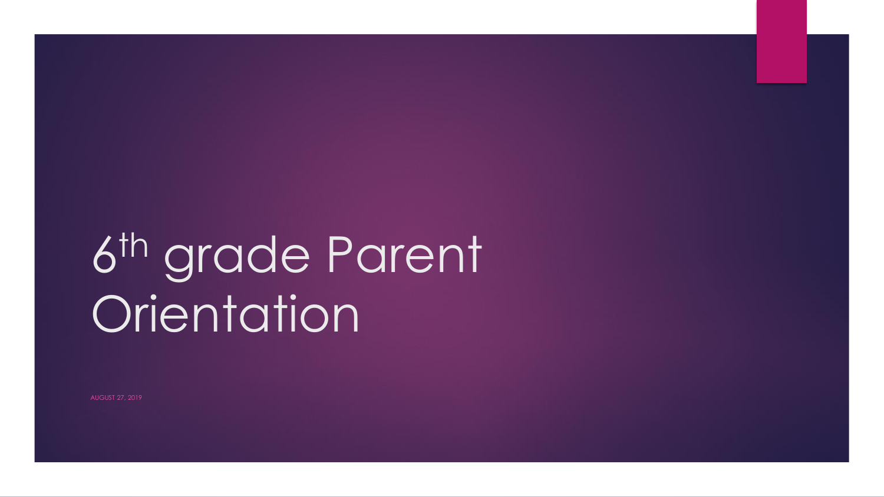# 6th grade Parent Orientation

AUGUST 27, 2019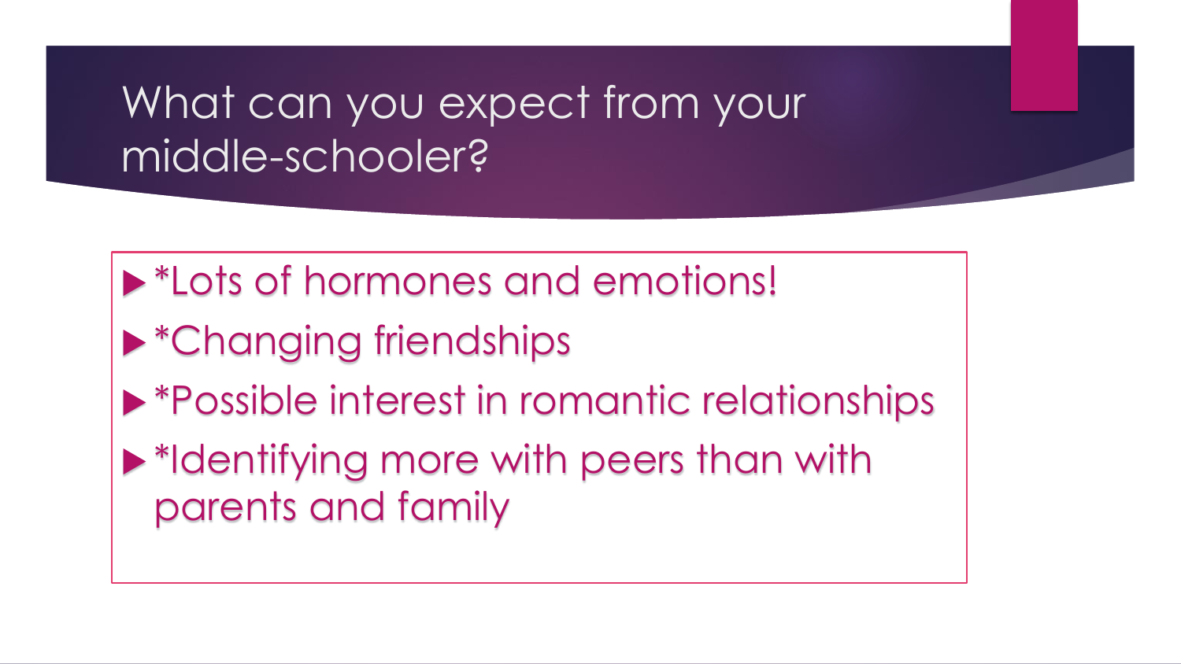# What can you expect from your middle-schooler?

- *Lots of hormones and emotions!
- *Changing friendships
- *Possible interest in romantic relationships
- *Identifying more with peers than with parents and family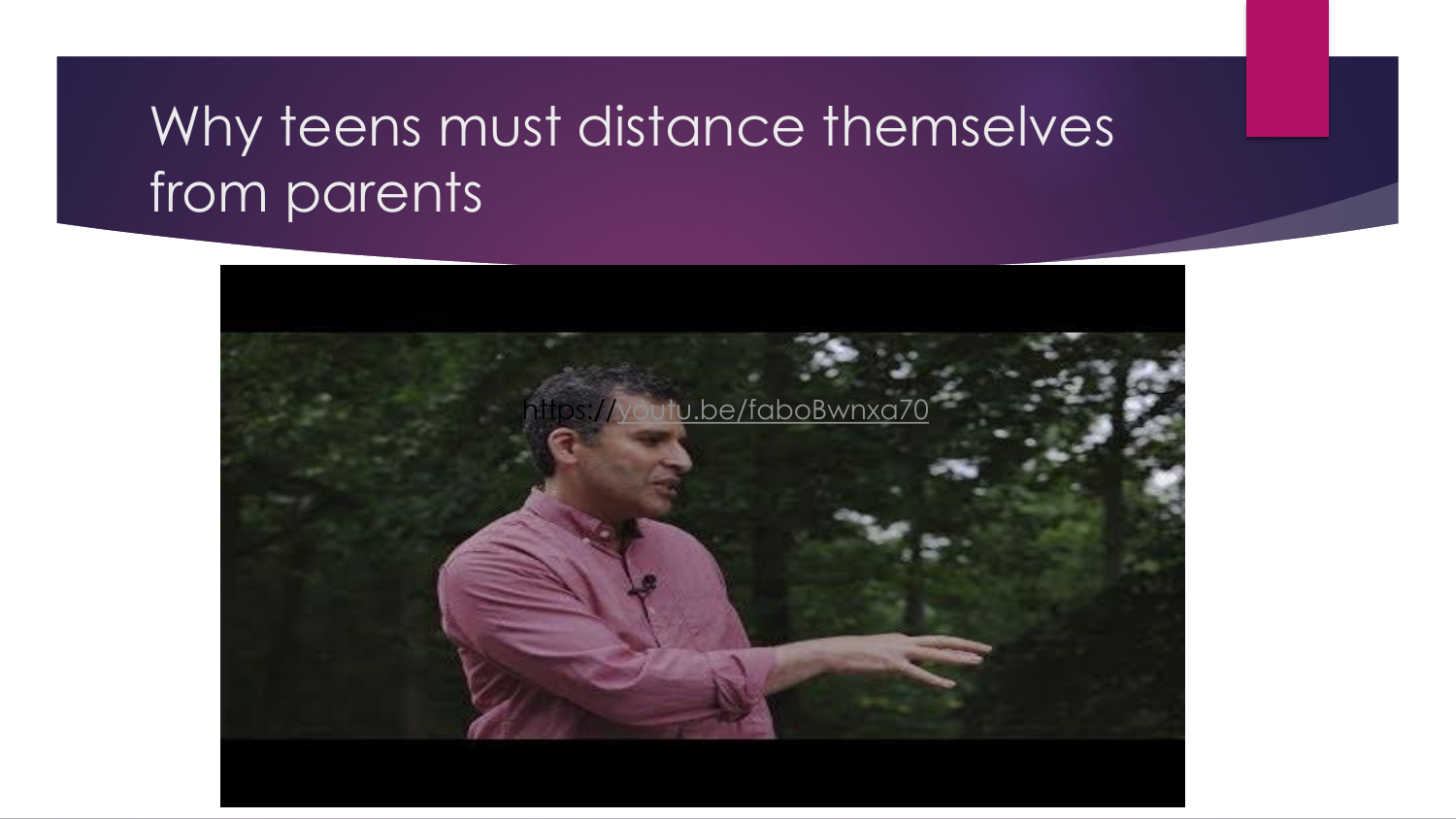# Why teens must distance themselves from parents

https://youtu.be/faboBwnxa70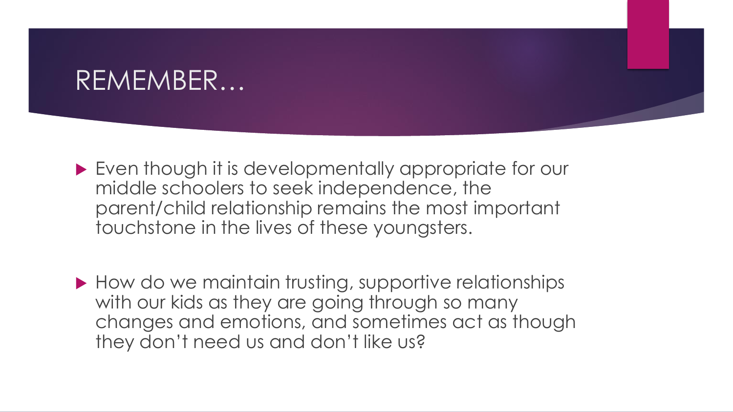# REMEMBER…

- Even though it is developmentally appropriate for our middle schoolers to seek independence, the parent/child relationship remains the most important touchstone in the lives of these youngsters.

- How do we maintain trusting, supportive relationships with our kids as they are going through so many changes and emotions, and sometimes act as though they don't need us and don't like us?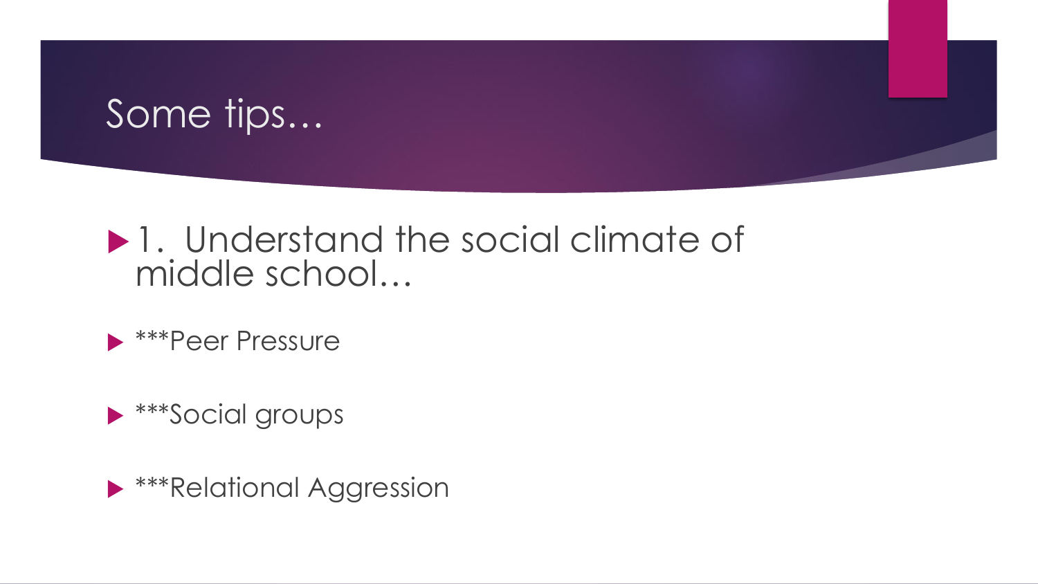# Some tips…

- 1. Understand the social climate of middle school…
- ***Peer Pressure
- ***Social groups
- ***Relational Aggression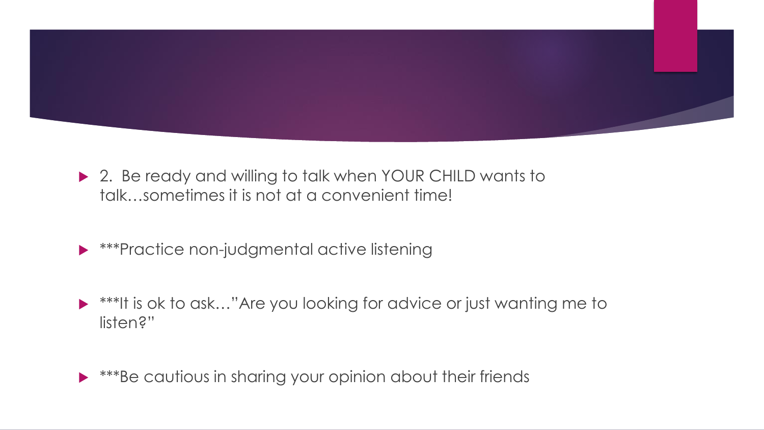- 2. Be ready and willing to talk when YOUR CHILD wants to talk…sometimes it is not at a convenient time!

- ***Practice non-judgmental active listening

- ***It is ok to ask…"Are you looking for advice or just wanting me to listen?"

- ***Be cautious in sharing your opinion about their friends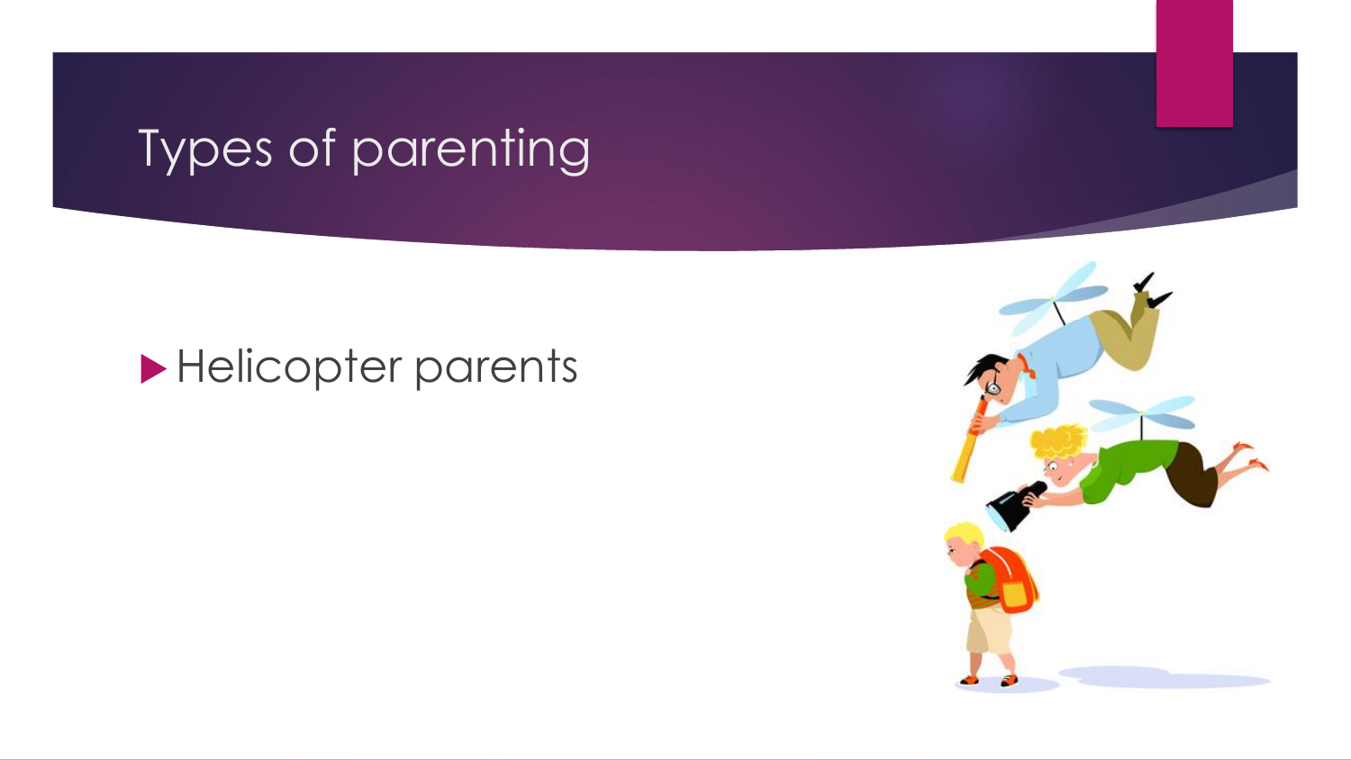# Types of parenting

- Helicopter parents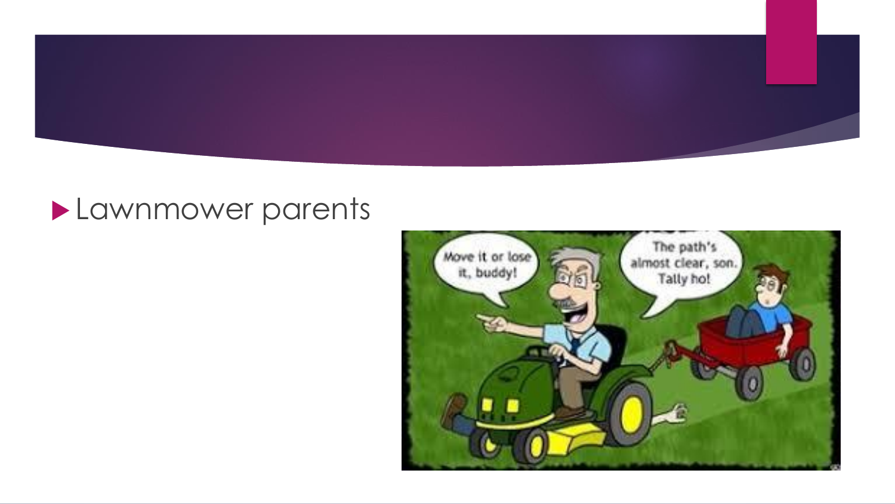- Lawnmower parents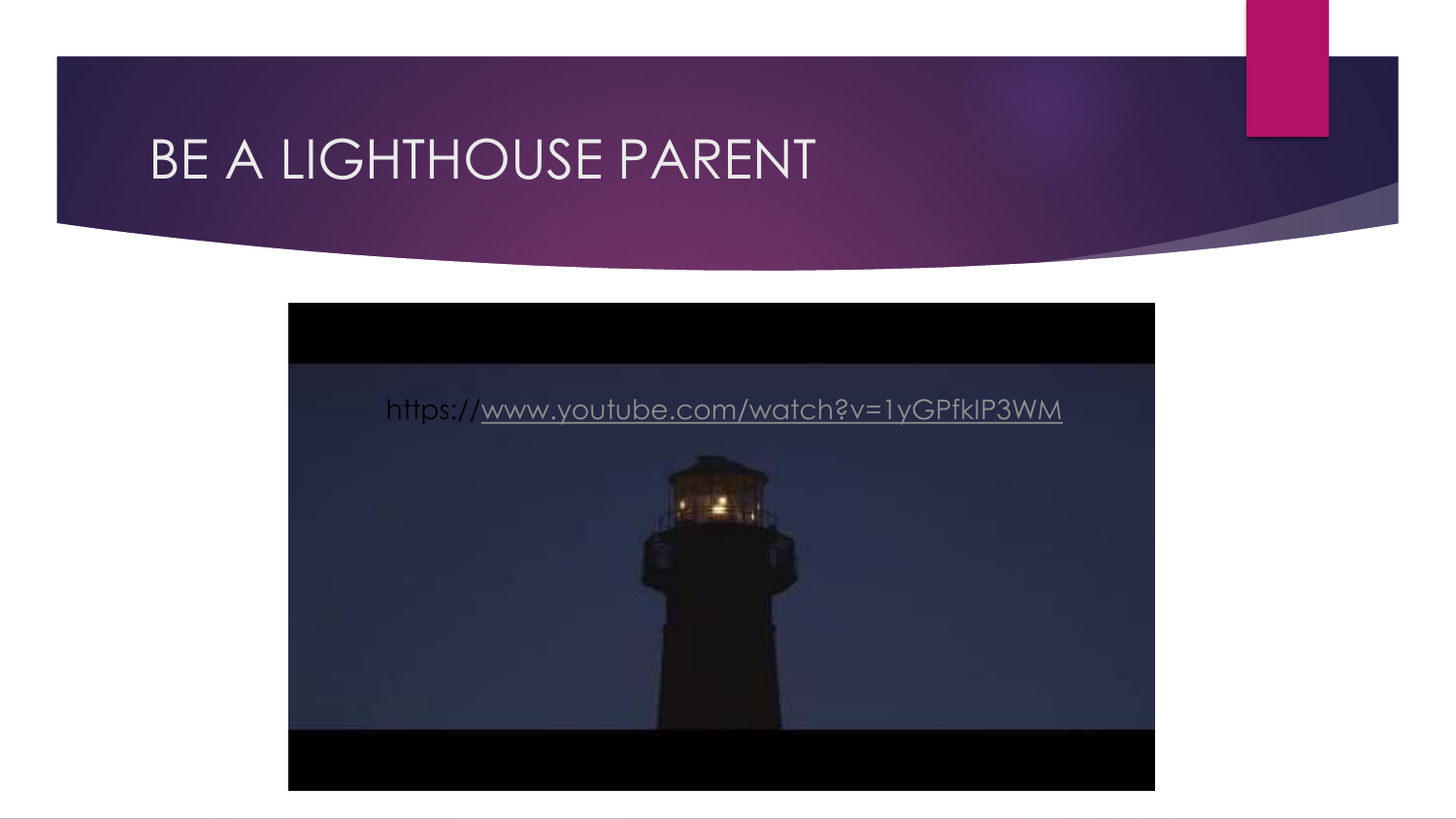# BE A LIGHTHOUSE PARENT

https://www.youtube.com/watch?v=1yGPfkIP3WM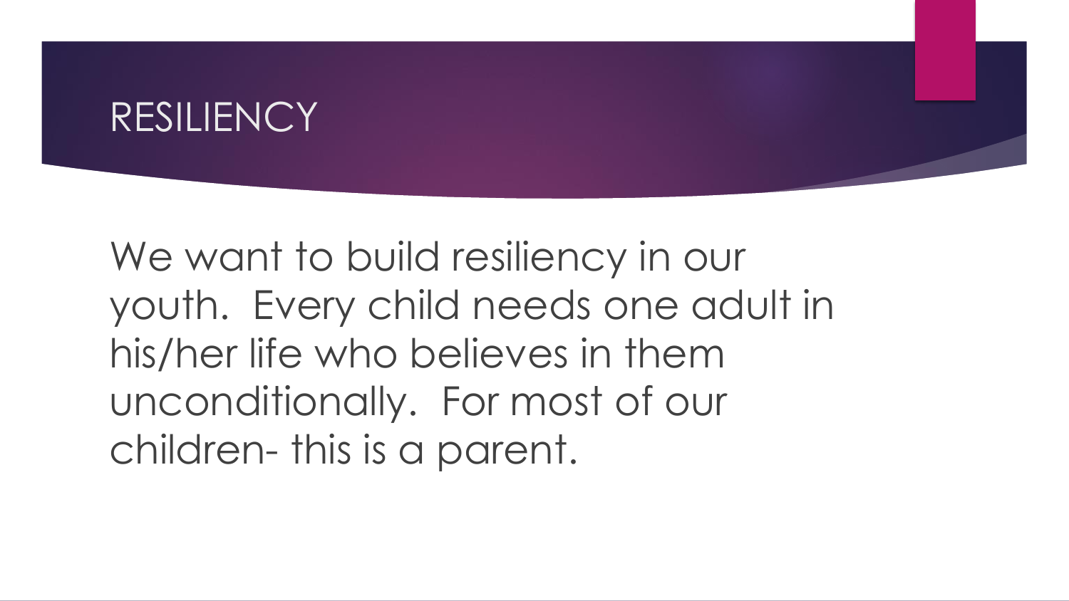# RESILIENCY

We want to build resiliency in our youth.  Every child needs one adult in his/her life who believes in them unconditionally.  For most of our children- this is a parent.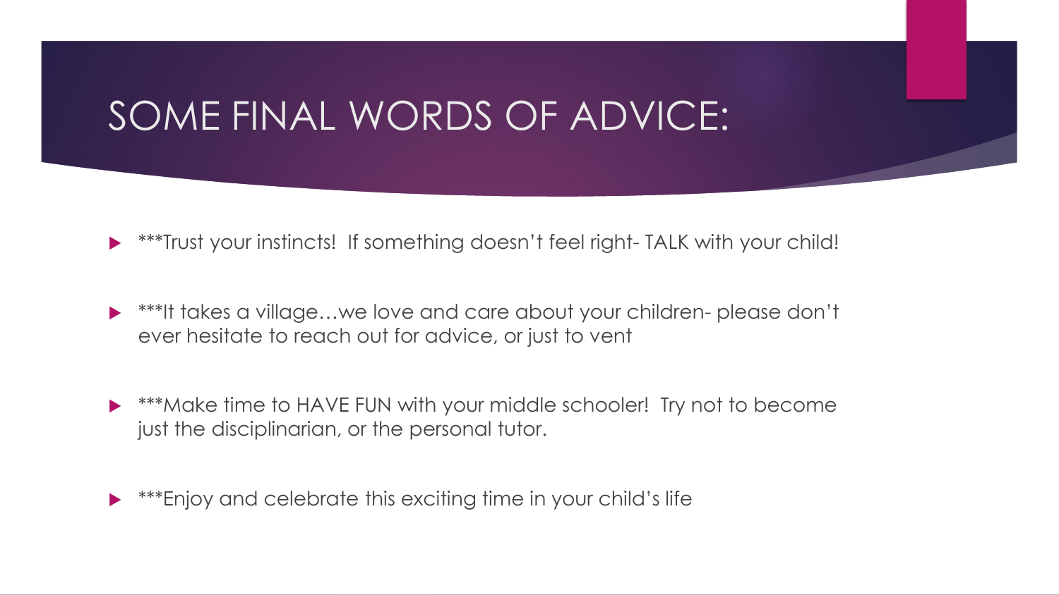# SOME FINAL WORDS OF ADVICE:

- ***Trust your instincts!  If something doesn't feel right- TALK with your child!
- ***It takes a village…we love and care about your children- please don't ever hesitate to reach out for advice, or just to vent
- ***Make time to HAVE FUN with your middle schooler!  Try not to become just the disciplinarian, or the personal tutor.
- ***Enjoy and celebrate this exciting time in your child's life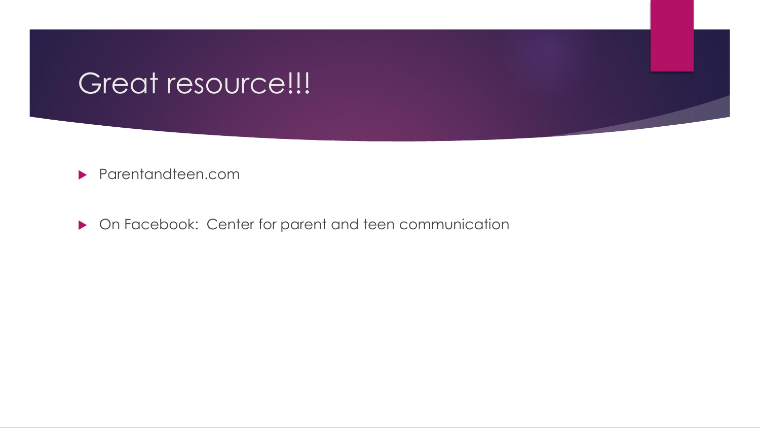# Great resource!!!

- Parentandteen.com

- On Facebook:  Center for parent and teen communication